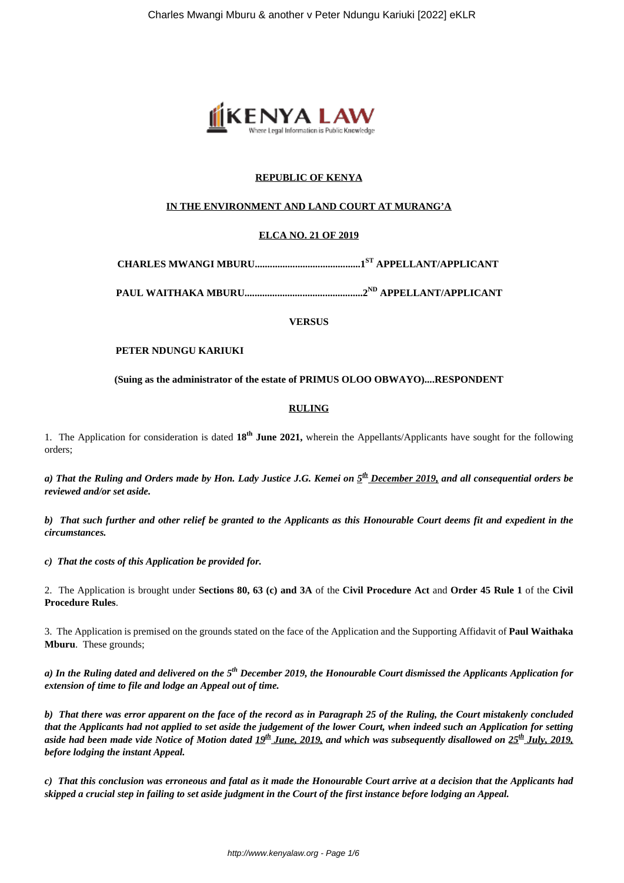**REPUBLIC OF KENYA**

**IN THE ENVIRONMENT AND LAND COURT AT MURANG'A**

**ELCA NO. 21 OF 2019**

**CHARLES MWANGI MBURU..........................................1ST APPELLANT/APPLICANT**

**PAUL WAITHAKA MBURU..............................................2ND APPELLANT/APPLICANT**

**VERSUS**

**PETER NDUNGU KARIUKI**

**(Suing as the administrator of the estate of PRIMUS OLOO OBWAYO)....RESPONDENT**

**RULING**

1. The Application for consideration is dated **18th June 2021,** wherein the Appellants/Applicants have sought for the following orders;

***a) That the Ruling and Orders made by Hon. Lady Justice J.G. Kemei on 5th December 2019, and all consequential orders be reviewed and/or set aside.***

***b) That such further and other relief be granted to the Applicants as this Honourable Court deems fit and expedient in the circumstances.***

***c) That the costs of this Application be provided for.***

2. The Application is brought under **Sections 80, 63 (c) and 3A** of the **Civil Procedure Act** and **Order 45 Rule 1** of the **Civil Procedure Rules**.

3. The Application is premised on the grounds stated on the face of the Application and the Supporting Affidavit of **Paul Waithaka Mburu**. These grounds;

***a) In the Ruling dated and delivered on the 5th December 2019, the Honourable Court dismissed the Applicants Application for extension of time to file and lodge an Appeal out of time.***

***b) That there was error apparent on the face of the record as in Paragraph 25 of the Ruling, the Court mistakenly concluded that the Applicants had not applied to set aside the judgement of the lower Court, when indeed such an Application for setting aside had been made vide Notice of Motion dated 19th June, 2019, and which was subsequently disallowed on 25th July, 2019, before lodging the instant Appeal.***

***c) That this conclusion was erroneous and fatal as it made the Honourable Court arrive at a decision that the Applicants had skipped a crucial step in failing to set aside judgment in the Court of the first instance before lodging an Appeal.***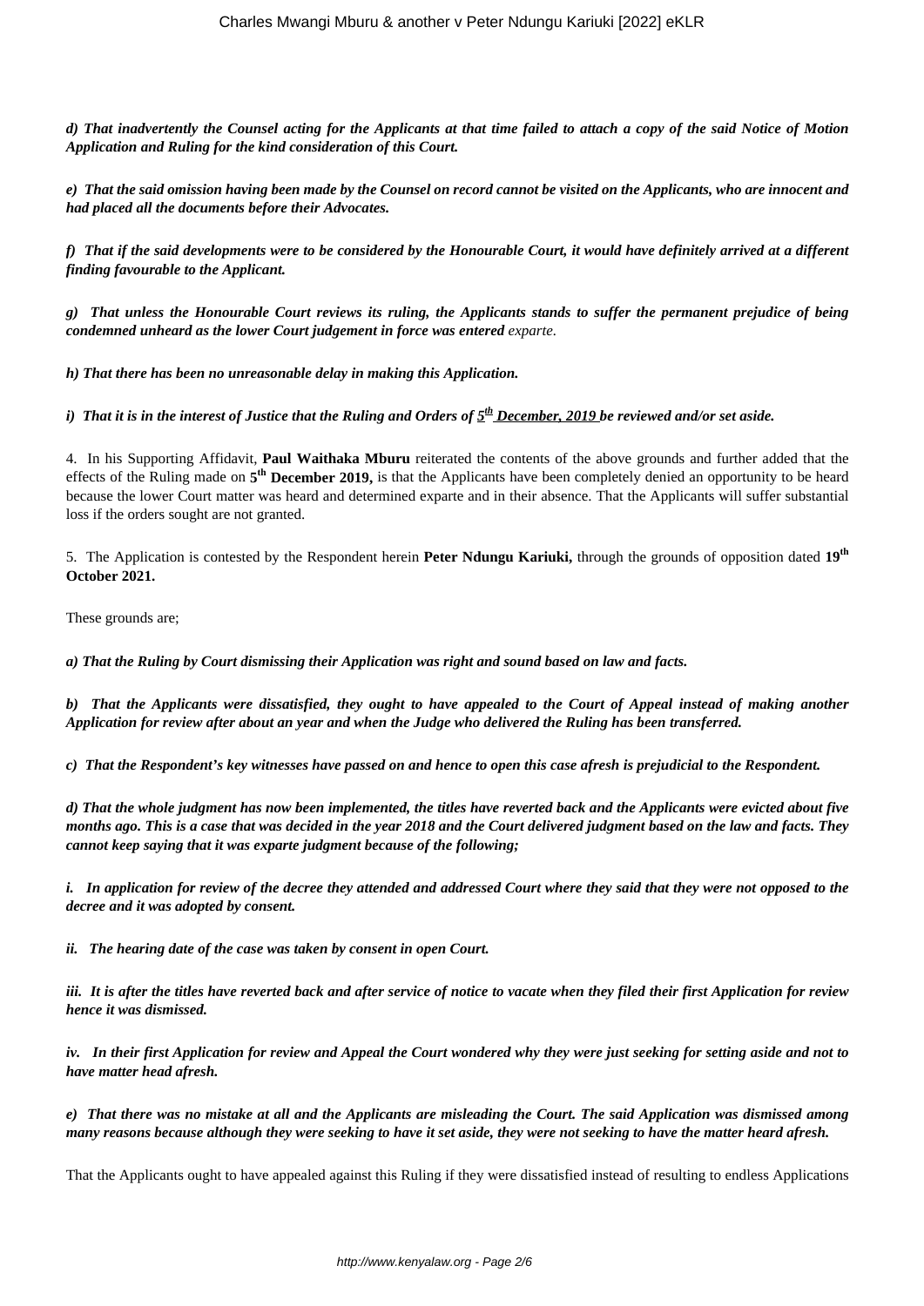***d) That inadvertently the Counsel acting for the Applicants at that time failed to attach a copy of the said Notice of Motion Application and Ruling for the kind consideration of this Court.***

***e) That the said omission having been made by the Counsel on record cannot be visited on the Applicants, who are innocent and had placed all the documents before their Advocates.***

***f) That if the said developments were to be considered by the Honourable Court, it would have definitely arrived at a different finding favourable to the Applicant.***

***g) That unless the Honourable Court reviews its ruling, the Applicants stands to suffer the permanent prejudice of being condemned unheard as the lower Court judgement in force was entered*** *exparte.*

***h) That there has been no unreasonable delay in making this Application.***

***i) That it is in the interest of Justice that the Ruling and Orders of 5th December, 2019 be reviewed and/or set aside.***

4. In his Supporting Affidavit, **Paul Waithaka Mburu** reiterated the contents of the above grounds and further added that the effects of the Ruling made on **5th December 2019,** is that the Applicants have been completely denied an opportunity to be heard because the lower Court matter was heard and determined exparte and in their absence. That the Applicants will suffer substantial loss if the orders sought are not granted.

5. The Application is contested by the Respondent herein **Peter Ndungu Kariuki,** through the grounds of opposition dated **19th October 2021.**

These grounds are;

***a) That the Ruling by Court dismissing their Application was right and sound based on law and facts.***

***b) That the Applicants were dissatisfied, they ought to have appealed to the Court of Appeal instead of making another Application for review after about an year and when the Judge who delivered the Ruling has been transferred.***

***c) That the Respondent's key witnesses have passed on and hence to open this case afresh is prejudicial to the Respondent.***

***d) That the whole judgment has now been implemented, the titles have reverted back and the Applicants were evicted about five months ago. This is a case that was decided in the year 2018 and the Court delivered judgment based on the law and facts. They cannot keep saying that it was exparte judgment because of the following;***

***i. In application for review of the decree they attended and addressed Court where they said that they were not opposed to the decree and it was adopted by consent.***

***ii. The hearing date of the case was taken by consent in open Court.***

***iii. It is after the titles have reverted back and after service of notice to vacate when they filed their first Application for review hence it was dismissed.***

***iv. In their first Application for review and Appeal the Court wondered why they were just seeking for setting aside and not to have matter head afresh.***

***e) That there was no mistake at all and the Applicants are misleading the Court. The said Application was dismissed among many reasons because although they were seeking to have it set aside, they were not seeking to have the matter heard afresh.***

That the Applicants ought to have appealed against this Ruling if they were dissatisfied instead of resulting to endless Applications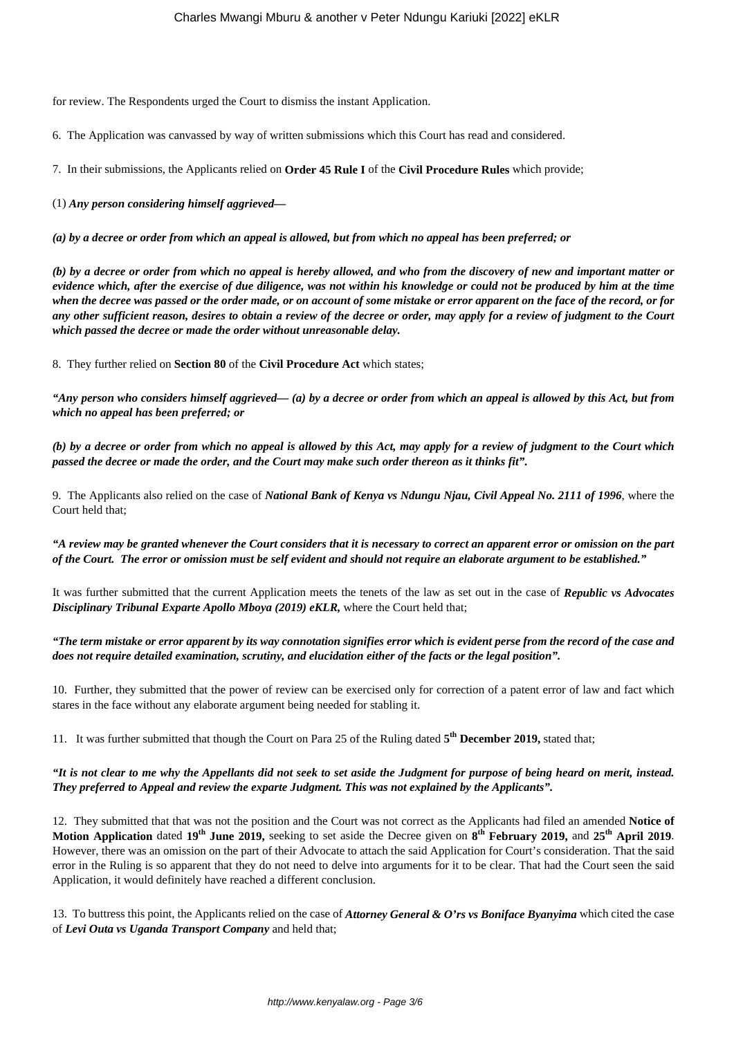for review. The Respondents urged the Court to dismiss the instant Application.

6. The Application was canvassed by way of written submissions which this Court has read and considered.

7. In their submissions, the Applicants relied on **Order 45 Rule I** of the **Civil Procedure Rules** which provide;

(1) ***Any person considering himself aggrieved—***

***(a) by a decree or order from which an appeal is allowed, but from which no appeal has been preferred; or***

***(b) by a decree or order from which no appeal is hereby allowed, and who from the discovery of new and important matter or evidence which, after the exercise of due diligence, was not within his knowledge or could not be produced by him at the time when the decree was passed or the order made, or on account of some mistake or error apparent on the face of the record, or for any other sufficient reason, desires to obtain a review of the decree or order, may apply for a review of judgment to the Court which passed the decree or made the order without unreasonable delay.***

8. They further relied on **Section 80** of the **Civil Procedure Act** which states;

***"Any person who considers himself aggrieved— (a) by a decree or order from which an appeal is allowed by this Act, but from which no appeal has been preferred; or***

***(b) by a decree or order from which no appeal is allowed by this Act, may apply for a review of judgment to the Court which passed the decree or made the order, and the Court may make such order thereon as it thinks fit".***

9. The Applicants also relied on the case of ***National Bank of Kenya vs Ndungu Njau, Civil Appeal No. 2111 of 1996***, where the Court held that;

***"A review may be granted whenever the Court considers that it is necessary to correct an apparent error or omission on the part of the Court. The error or omission must be self evident and should not require an elaborate argument to be established."***

It was further submitted that the current Application meets the tenets of the law as set out in the case of ***Republic vs Advocates Disciplinary Tribunal Exparte Apollo Mboya (2019) eKLR,*** where the Court held that;

***"The term mistake or error apparent by its way connotation signifies error which is evident perse from the record of the case and does not require detailed examination, scrutiny, and elucidation either of the facts or the legal position".***

10. Further, they submitted that the power of review can be exercised only for correction of a patent error of law and fact which stares in the face without any elaborate argument being needed for stabling it.

11. It was further submitted that though the Court on Para 25 of the Ruling dated **5th December 2019,** stated that;

***"It is not clear to me why the Appellants did not seek to set aside the Judgment for purpose of being heard on merit, instead. They preferred to Appeal and review the exparte Judgment. This was not explained by the Applicants".***

12. They submitted that that was not the position and the Court was not correct as the Applicants had filed an amended **Notice of Motion Application** dated **19th June 2019,** seeking to set aside the Decree given on **8th February 2019,** and **25th April 2019**. However, there was an omission on the part of their Advocate to attach the said Application for Court's consideration. That the said error in the Ruling is so apparent that they do not need to delve into arguments for it to be clear. That had the Court seen the said Application, it would definitely have reached a different conclusion.

13. To buttress this point, the Applicants relied on the case of ***Attorney General & O'rs vs Boniface Byanyima*** which cited the case of ***Levi Outa vs Uganda Transport Company*** and held that;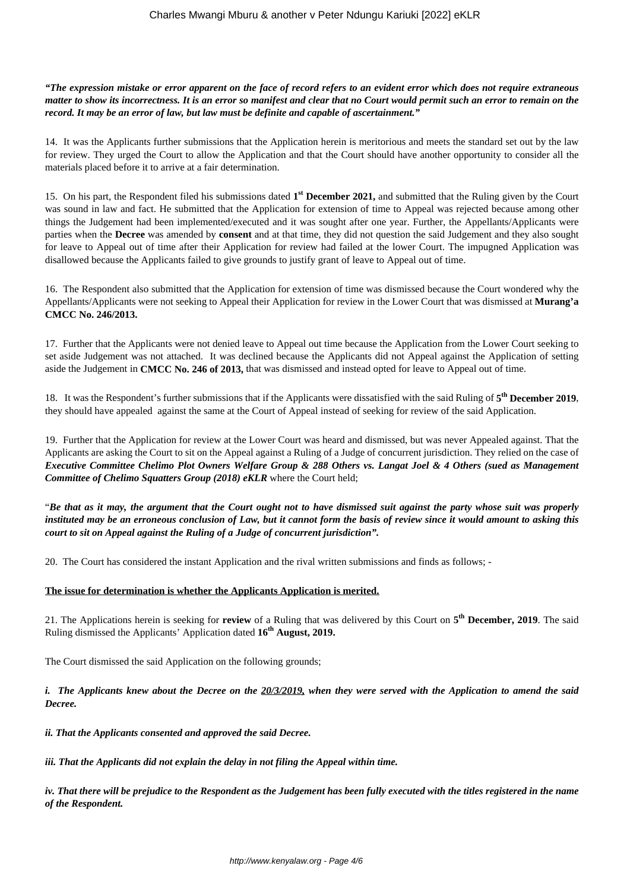***"The expression mistake or error apparent on the face of record refers to an evident error which does not require extraneous matter to show its incorrectness. It is an error so manifest and clear that no Court would permit such an error to remain on the record. It may be an error of law, but law must be definite and capable of ascertainment."***

14. It was the Applicants further submissions that the Application herein is meritorious and meets the standard set out by the law for review. They urged the Court to allow the Application and that the Court should have another opportunity to consider all the materials placed before it to arrive at a fair determination.

15. On his part, the Respondent filed his submissions dated **1st December 2021,** and submitted that the Ruling given by the Court was sound in law and fact. He submitted that the Application for extension of time to Appeal was rejected because among other things the Judgement had been implemented/executed and it was sought after one year. Further, the Appellants/Applicants were parties when the **Decree** was amended by **consent** and at that time, they did not question the said Judgement and they also sought for leave to Appeal out of time after their Application for review had failed at the lower Court. The impugned Application was disallowed because the Applicants failed to give grounds to justify grant of leave to Appeal out of time.

16. The Respondent also submitted that the Application for extension of time was dismissed because the Court wondered why the Appellants/Applicants were not seeking to Appeal their Application for review in the Lower Court that was dismissed at **Murang'a CMCC No. 246/2013.**

17. Further that the Applicants were not denied leave to Appeal out time because the Application from the Lower Court seeking to set aside Judgement was not attached. It was declined because the Applicants did not Appeal against the Application of setting aside the Judgement in **CMCC No. 246 of 2013,** that was dismissed and instead opted for leave to Appeal out of time.

18. It was the Respondent's further submissions that if the Applicants were dissatisfied with the said Ruling of **5th December 2019**, they should have appealed against the same at the Court of Appeal instead of seeking for review of the said Application.

19. Further that the Application for review at the Lower Court was heard and dismissed, but was never Appealed against. That the Applicants are asking the Court to sit on the Appeal against a Ruling of a Judge of concurrent jurisdiction. They relied on the case of ***Executive Committee Chelimo Plot Owners Welfare Group & 288 Others vs. Langat Joel & 4 Others (sued as Management Committee of Chelimo Squatters Group (2018) eKLR*** where the Court held;

"***Be that as it may, the argument that the Court ought not to have dismissed suit against the party whose suit was properly instituted may be an erroneous conclusion of Law, but it cannot form the basis of review since it would amount to asking this court to sit on Appeal against the Ruling of a Judge of concurrent jurisdiction".***

20. The Court has considered the instant Application and the rival written submissions and finds as follows; -

**The issue for determination is whether the Applicants Application is merited.**

21. The Applications herein is seeking for **review** of a Ruling that was delivered by this Court on **5th December, 2019**. The said Ruling dismissed the Applicants' Application dated **16th August, 2019.**

The Court dismissed the said Application on the following grounds;

***i. The Applicants knew about the Decree on the 20/3/2019, when they were served with the Application to amend the said Decree.***

***ii. That the Applicants consented and approved the said Decree.***

***iii. That the Applicants did not explain the delay in not filing the Appeal within time.***

***iv. That there will be prejudice to the Respondent as the Judgement has been fully executed with the titles registered in the name of the Respondent.***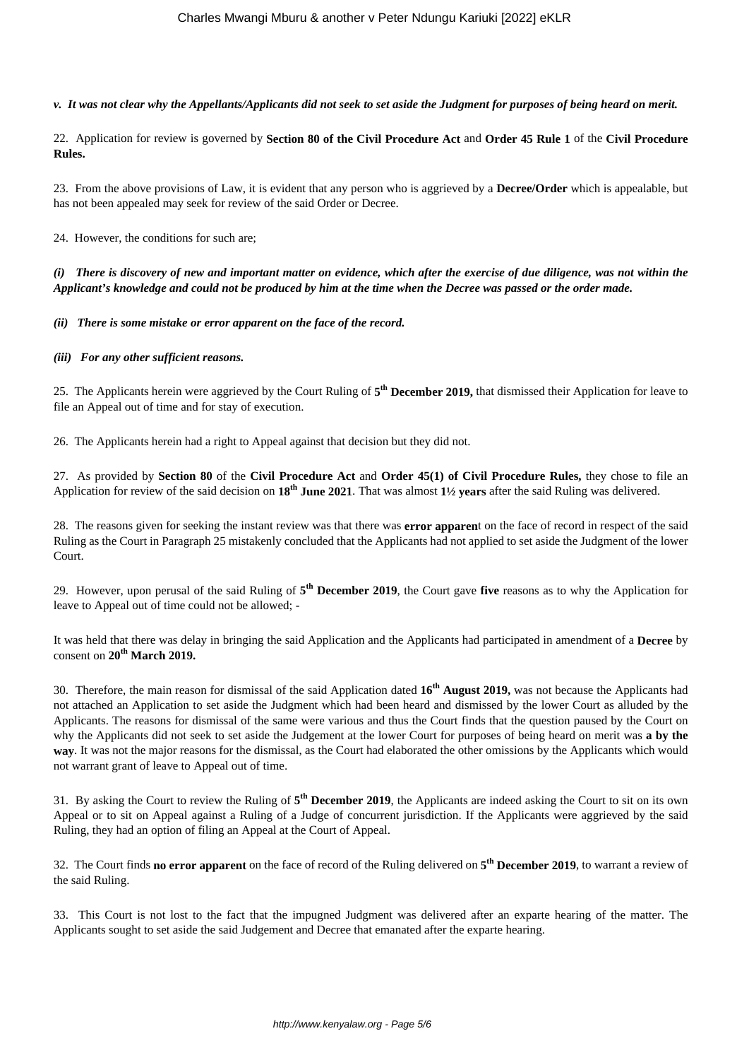***v. It was not clear why the Appellants/Applicants did not seek to set aside the Judgment for purposes of being heard on merit.***

22. Application for review is governed by **Section 80 of the Civil Procedure Act** and **Order 45 Rule 1** of the **Civil Procedure Rules.**

23. From the above provisions of Law, it is evident that any person who is aggrieved by a **Decree/Order** which is appealable, but has not been appealed may seek for review of the said Order or Decree.

24. However, the conditions for such are;

***(i) There is discovery of new and important matter on evidence, which after the exercise of due diligence, was not within the Applicant's knowledge and could not be produced by him at the time when the Decree was passed or the order made.***

***(ii) There is some mistake or error apparent on the face of the record.***

***(iii) For any other sufficient reasons.***

25. The Applicants herein were aggrieved by the Court Ruling of **5th December 2019,** that dismissed their Application for leave to file an Appeal out of time and for stay of execution.

26. The Applicants herein had a right to Appeal against that decision but they did not.

27. As provided by **Section 80** of the **Civil Procedure Act** and **Order 45(1) of Civil Procedure Rules,** they chose to file an Application for review of the said decision on **18th June 2021**. That was almost **1½ years** after the said Ruling was delivered.

28. The reasons given for seeking the instant review was that there was **error apparen**t on the face of record in respect of the said Ruling as the Court in Paragraph 25 mistakenly concluded that the Applicants had not applied to set aside the Judgment of the lower Court.

29. However, upon perusal of the said Ruling of **5th December 2019**, the Court gave **five** reasons as to why the Application for leave to Appeal out of time could not be allowed; -

It was held that there was delay in bringing the said Application and the Applicants had participated in amendment of a **Decree** by consent on **20th March 2019.**

30. Therefore, the main reason for dismissal of the said Application dated **16th August 2019,** was not because the Applicants had not attached an Application to set aside the Judgment which had been heard and dismissed by the lower Court as alluded by the Applicants. The reasons for dismissal of the same were various and thus the Court finds that the question paused by the Court on why the Applicants did not seek to set aside the Judgement at the lower Court for purposes of being heard on merit was **a by the way**. It was not the major reasons for the dismissal, as the Court had elaborated the other omissions by the Applicants which would not warrant grant of leave to Appeal out of time.

31. By asking the Court to review the Ruling of **5th December 2019**, the Applicants are indeed asking the Court to sit on its own Appeal or to sit on Appeal against a Ruling of a Judge of concurrent jurisdiction. If the Applicants were aggrieved by the said Ruling, they had an option of filing an Appeal at the Court of Appeal.

32. The Court finds **no error apparent** on the face of record of the Ruling delivered on **5th December 2019**, to warrant a review of the said Ruling.

33. This Court is not lost to the fact that the impugned Judgment was delivered after an exparte hearing of the matter. The Applicants sought to set aside the said Judgement and Decree that emanated after the exparte hearing.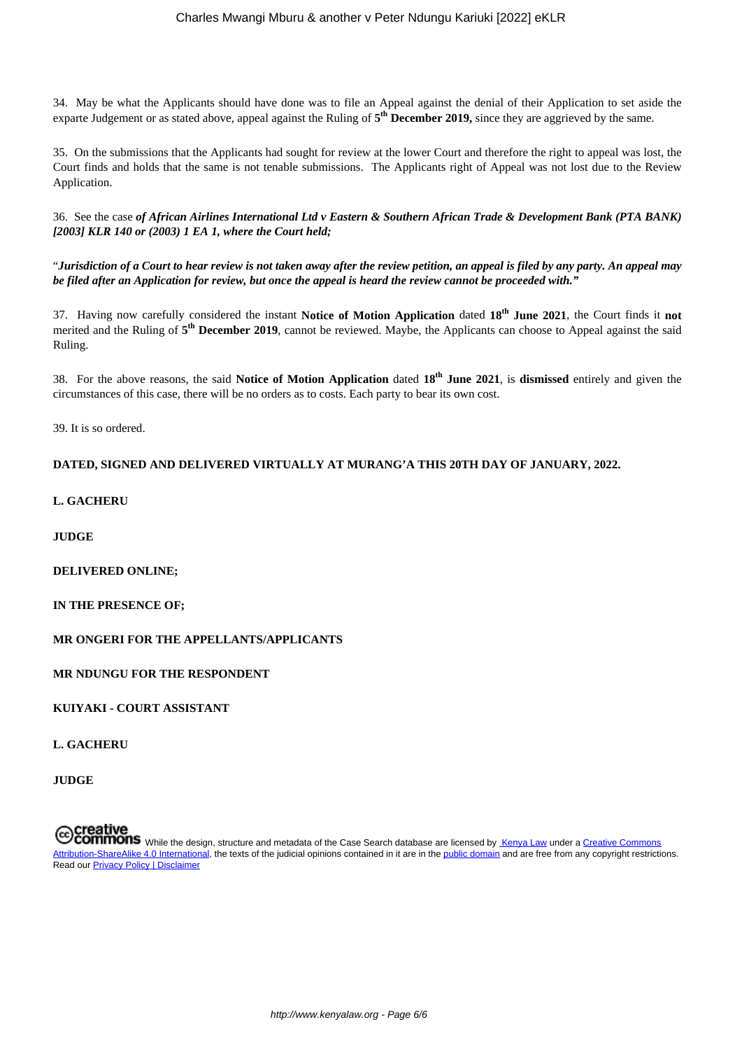34. May be what the Applicants should have done was to file an Appeal against the denial of their Application to set aside the exparte Judgement or as stated above, appeal against the Ruling of **5th December 2019,** since they are aggrieved by the same.

35. On the submissions that the Applicants had sought for review at the lower Court and therefore the right to appeal was lost, the Court finds and holds that the same is not tenable submissions. The Applicants right of Appeal was not lost due to the Review Application.

36. See the case ***of African Airlines International Ltd v Eastern & Southern African Trade & Development Bank (PTA BANK) [2003] KLR 140 or (2003) 1 EA 1, where the Court held;***

"***Jurisdiction of a Court to hear review is not taken away after the review petition, an appeal is filed by any party. An appeal may be filed after an Application for review, but once the appeal is heard the review cannot be proceeded with."***

37. Having now carefully considered the instant **Notice of Motion Application** dated **18th June 2021**, the Court finds it **not** merited and the Ruling of **5th December 2019**, cannot be reviewed. Maybe, the Applicants can choose to Appeal against the said Ruling.

38. For the above reasons, the said **Notice of Motion Application** dated **18th June 2021**, is **dismissed** entirely and given the circumstances of this case, there will be no orders as to costs. Each party to bear its own cost.

39. It is so ordered.

**DATED, SIGNED AND DELIVERED VIRTUALLY AT MURANG'A THIS 20TH DAY OF JANUARY, 2022.**

**L. GACHERU**

**JUDGE**

**DELIVERED ONLINE;**

**IN THE PRESENCE OF;**

**MR ONGERI FOR THE APPELLANTS/APPLICANTS**

**MR NDUNGU FOR THE RESPONDENT**

**KUIYAKI - COURT ASSISTANT**

**L. GACHERU**

**JUDGE**

While the design, structure and metadata of the Case Search database are licensed by Kenya Law under a Creative Commons Attribution-ShareAlike 4.0 International, the texts of the judicial opinions contained in it are in the public domain and are free from any copyright restrictions. Read our Privacy Policy | Disclaimer